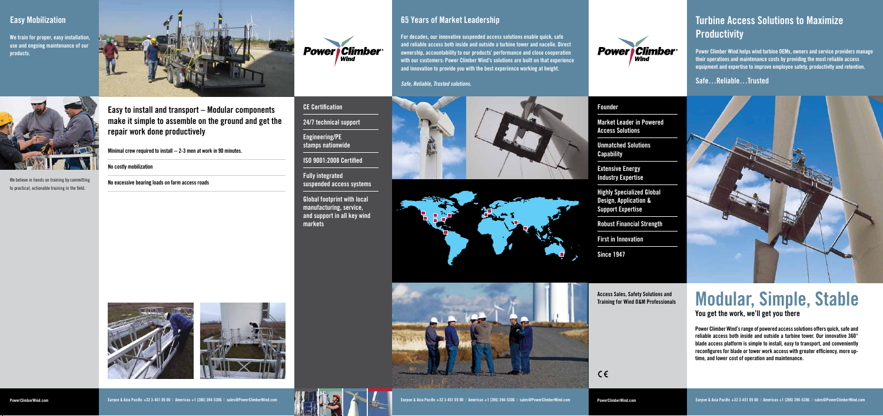## Easy Mobilization

**We train for proper, easy installation, use and ongoing maintenance of our products.**

We believe in hands on training by committing to practical, actionable training in the field.

### Easy to install and transport – Modular components make it simple to assemble on the ground and get the repair work done productively

Minimal crew required to install -- 2-3 men at work in 90 minutes.

No costly mobilization

No excessive bearing loads on farm access roads

PowerClimberWind.com

Eurpoe & Asia Pacific +32 3-451 05 00 | Americas +1 (206) 394-5306 | sales@PowerClimberWind.com

Power Climber Wind

- CE Certification
- 24/7 technical support
- Engineering/PE stamps nationwide
- ISO 9001:2008 Certified
- Fully integrated suspended access systems
- Global footprint with local manufacturing, service, and support in all key wind markets

## 65 Years of Market Leadership

**For decades, our innovative suspended access solutions enable quick, safe and reliable access both inside and outside a turbine tower and nacelle. Direct ownership, accountability to our products' performance and close cooperation with our customers: Power Climber Wind's solutions are built on that experience and innovation to provide you with the best experience working at height.**

*Safe, Reliable, Trusted solutions.*

Eurpoe & Asia Pacific +32 3-451 05 00 | Americas +1 (206) 394-5306 | sales@PowerClimberWind.com

Power Climber Wind

- Founder
- Market Leader in Powered Access Solutions
- Unmatched Solutions Capability
- Extensive Energy Industry Expertise
- Highly Specialized Global Design, Application & Support Expertise
- Robust Financial Strength
- First in Innovation
- Since 1947

**Access Sales, Safety Solutions and Training for Wind O&M Professionals**

CE

PowerClimberWind.com

## Turbine Access Solutions to Maximize Productivity

**Power Climber Wind helps wind turbine OEMs, owners and service providers manage their operations and maintenance costs by providing the most reliable access equipment and expertise to improve employee safety, productivity and retention.**

**Safe…Reliable…Trusted**

# Modular, Simple, Stable

**You get the work, we'll get you there**

**Power Climber Wind's range of powered access solutions offers quick, safe and reliable access both inside and outside a turbine tower. Our innovative 360° blade access platform is simple to install, easy to transport, and conveniently reconfigures for blade or tower work access with greater efficiency, more uptime, and lower cost of operation and maintenance.**

Eurpoe & Asia Pacific +32 3-451 05 00 | Americas +1 (206) 394-5306 | sales@PowerClimberWind.com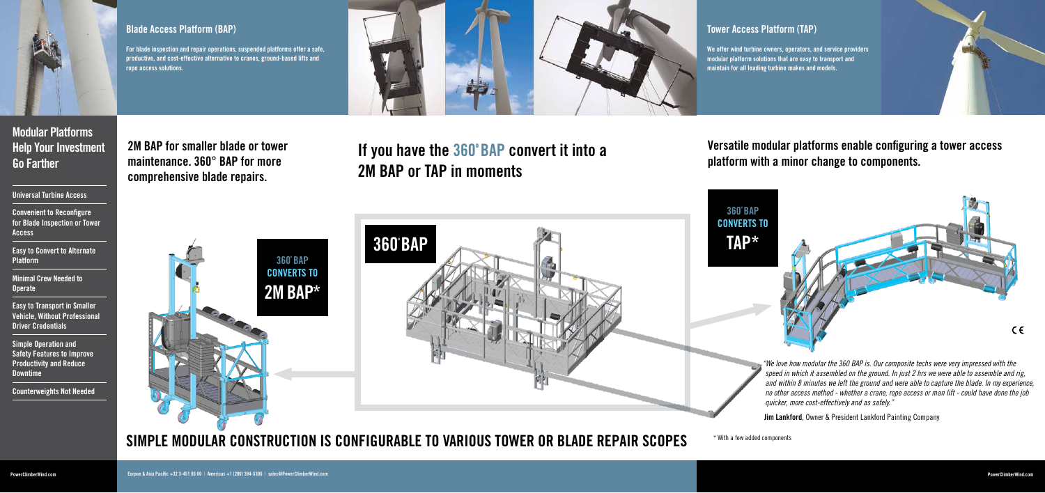## Blade Access Platform (BAP)

For blade inspection and repair operations, suspended platforms offer a safe, productive, and cost-effective alternative to cranes, ground-based lifts and rope access solutions.

## Tower Access Platform (TAP)

We offer wind turbine owners, operators, and service providers modular platform solutions that are easy to transport and maintain for all leading turbine makes and models.

## Modular Platforms Help Your Investment Go Farther

- Universal Turbine Access
- Convenient to Reconfigure for Blade Inspection or Tower Access
- Easy to Convert to Alternate Platform
- Minimal Crew Needed to Operate
- Easy to Transport in Smaller Vehicle, Without Professional Driver Credentials
- Simple Operation and Safety Features to Improve Productivity and Reduce Downtime
- Counterweights Not Needed

### 2M BAP for smaller blade or tower maintenance. 360° BAP for more comprehensive blade repairs.

## If you have the 360° BAP convert it into a 2M BAP or TAP in moments

### Versatile modular platforms enable configuring a tower access platform with a minor change to components.

360° BAP CONVERTS TO 2M BAP*

360° BAP

360° BAP CONVERTS TO TAP*

*"We love how modular the 360 BAP is. Our composite techs were very impressed with the speed in which it assembled on the ground. In just 2 hrs we were able to assemble and rig, and within 8 minutes we left the ground and were able to capture the blade. In my experience, no other access method - whether a crane, rope access or man lift - could have done the job quicker, more cost-effectively and as safely."*

**Jim Lankford**, Owner & President Lankford Painting Company

## SIMPLE MODULAR CONSTRUCTION IS CONFIGURABLE TO VARIOUS TOWER OR BLADE REPAIR SCOPES

* With a few added components

PowerClimberWind.com

Europe & Asia Pacific +32 3-451 05 00 | Americas +1 (206) 394-5306 | sales@PowerClimberWind.com